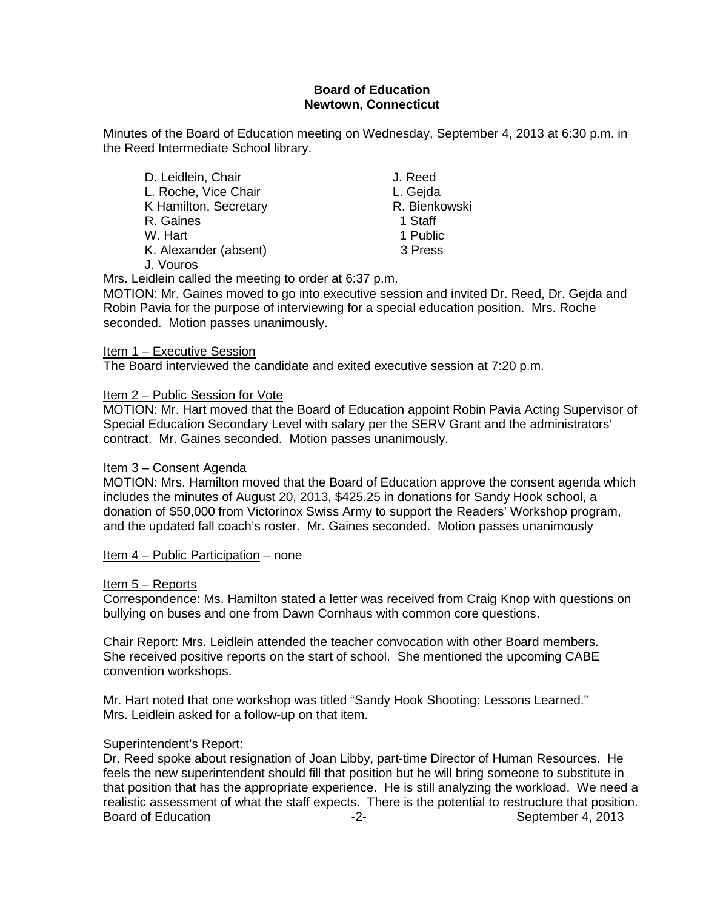**Board of Education**
**Newtown, Connecticut**

Minutes of the Board of Education meeting on Wednesday, September 4, 2013 at 6:30 p.m. in the Reed Intermediate School library.

| | |
|---|---|
| D. Leidlein, Chair | J. Reed |
| L. Roche, Vice Chair | L. Gejda |
| K Hamilton, Secretary | R. Bienkowski |
| R. Gaines | 1 Staff |
| W. Hart | 1 Public |
| K. Alexander (absent) | 3 Press |
| J. Vouros | |

Mrs. Leidlein called the meeting to order at 6:37 p.m.

MOTION: Mr. Gaines moved to go into executive session and invited Dr. Reed, Dr. Gejda and Robin Pavia for the purpose of interviewing for a special education position. Mrs. Roche seconded. Motion passes unanimously.

Item 1 – Executive Session

The Board interviewed the candidate and exited executive session at 7:20 p.m.

Item 2 – Public Session for Vote

MOTION: Mr. Hart moved that the Board of Education appoint Robin Pavia Acting Supervisor of Special Education Secondary Level with salary per the SERV Grant and the administrators' contract. Mr. Gaines seconded. Motion passes unanimously.

Item 3 – Consent Agenda

MOTION: Mrs. Hamilton moved that the Board of Education approve the consent agenda which includes the minutes of August 20, 2013, $425.25 in donations for Sandy Hook school, a donation of $50,000 from Victorinox Swiss Army to support the Readers' Workshop program, and the updated fall coach's roster. Mr. Gaines seconded. Motion passes unanimously

Item 4 – Public Participation – none

Item 5 – Reports

Correspondence: Ms. Hamilton stated a letter was received from Craig Knop with questions on bullying on buses and one from Dawn Cornhaus with common core questions.

Chair Report: Mrs. Leidlein attended the teacher convocation with other Board members. She received positive reports on the start of school. She mentioned the upcoming CABE convention workshops.

Mr. Hart noted that one workshop was titled "Sandy Hook Shooting: Lessons Learned." Mrs. Leidlein asked for a follow-up on that item.

Superintendent's Report:

Dr. Reed spoke about resignation of Joan Libby, part-time Director of Human Resources. He feels the new superintendent should fill that position but he will bring someone to substitute in that position that has the appropriate experience. He is still analyzing the workload. We need a realistic assessment of what the staff expects. There is the potential to restructure that position.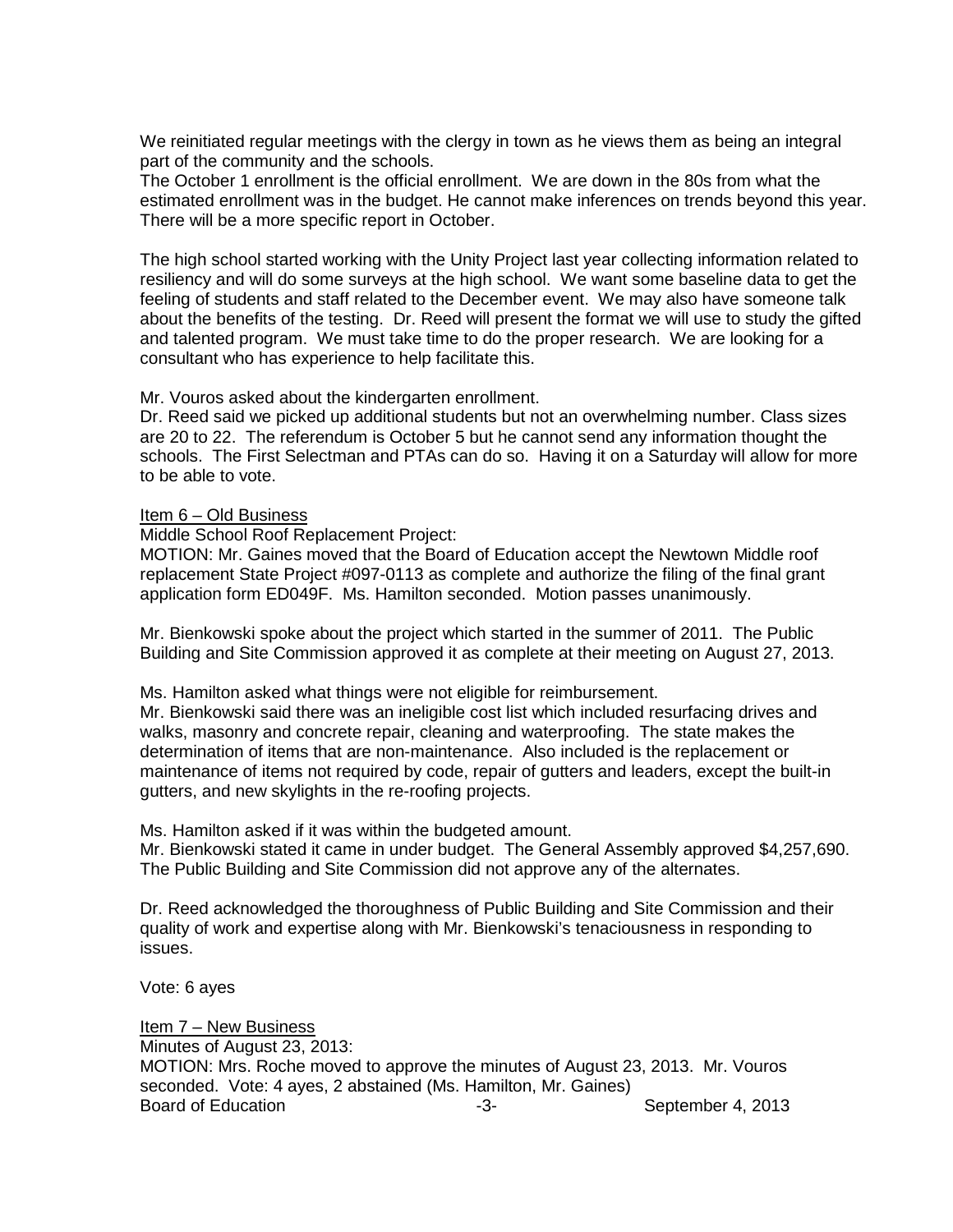We reinitiated regular meetings with the clergy in town as he views them as being an integral part of the community and the schools.
The October 1 enrollment is the official enrollment. We are down in the 80s from what the estimated enrollment was in the budget. He cannot make inferences on trends beyond this year. There will be a more specific report in October.

The high school started working with the Unity Project last year collecting information related to resiliency and will do some surveys at the high school. We want some baseline data to get the feeling of students and staff related to the December event. We may also have someone talk about the benefits of the testing. Dr. Reed will present the format we will use to study the gifted and talented program. We must take time to do the proper research. We are looking for a consultant who has experience to help facilitate this.

Mr. Vouros asked about the kindergarten enrollment.
Dr. Reed said we picked up additional students but not an overwhelming number. Class sizes are 20 to 22. The referendum is October 5 but he cannot send any information thought the schools. The First Selectman and PTAs can do so. Having it on a Saturday will allow for more to be able to vote.

Item 6 – Old Business
Middle School Roof Replacement Project:
MOTION: Mr. Gaines moved that the Board of Education accept the Newtown Middle roof replacement State Project #097-0113 as complete and authorize the filing of the final grant application form ED049F. Ms. Hamilton seconded. Motion passes unanimously.

Mr. Bienkowski spoke about the project which started in the summer of 2011. The Public Building and Site Commission approved it as complete at their meeting on August 27, 2013.

Ms. Hamilton asked what things were not eligible for reimbursement.
Mr. Bienkowski said there was an ineligible cost list which included resurfacing drives and walks, masonry and concrete repair, cleaning and waterproofing. The state makes the determination of items that are non-maintenance. Also included is the replacement or maintenance of items not required by code, repair of gutters and leaders, except the built-in gutters, and new skylights in the re-roofing projects.

Ms. Hamilton asked if it was within the budgeted amount.
Mr. Bienkowski stated it came in under budget. The General Assembly approved $4,257,690. The Public Building and Site Commission did not approve any of the alternates.

Dr. Reed acknowledged the thoroughness of Public Building and Site Commission and their quality of work and expertise along with Mr. Bienkowski's tenaciousness in responding to issues.

Vote: 6 ayes

Item 7 – New Business
Minutes of August 23, 2013:
MOTION: Mrs. Roche moved to approve the minutes of August 23, 2013. Mr. Vouros seconded. Vote: 4 ayes, 2 abstained (Ms. Hamilton, Mr. Gaines)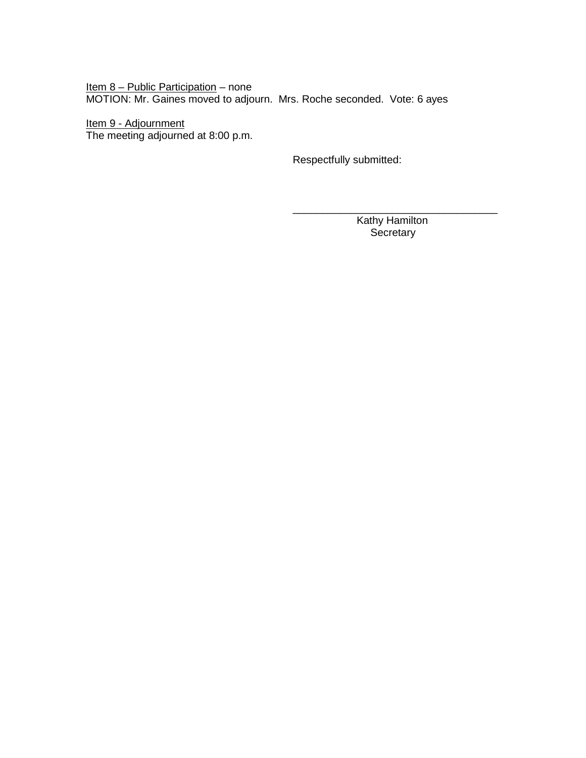Item 8 – Public Participation – none

MOTION: Mr. Gaines moved to adjourn. Mrs. Roche seconded. Vote: 6 ayes

Item 9 - Adjournment

The meeting adjourned at 8:00 p.m.

Respectfully submitted:

\_\_\_\_\_\_\_\_\_\_\_\_\_\_\_\_\_\_\_\_\_\_\_\_\_\_\_\_\_\_\_\_\_\_\_

Kathy Hamilton

Secretary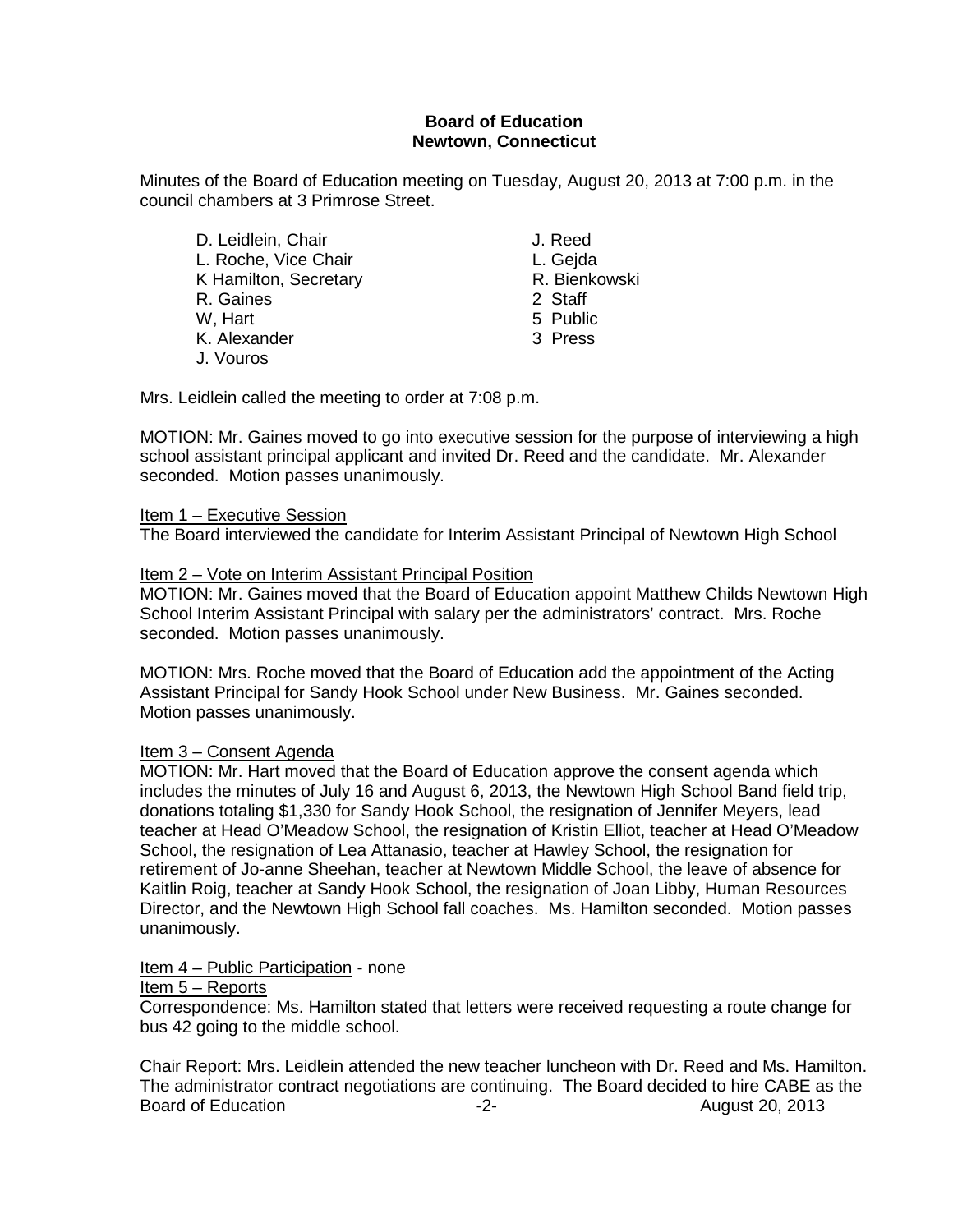**Board of Education**
**Newtown, Connecticut**

Minutes of the Board of Education meeting on Tuesday, August 20, 2013 at 7:00 p.m. in the council chambers at 3 Primrose Street.

D. Leidlein, Chair
L. Roche, Vice Chair
K Hamilton, Secretary
R. Gaines
W, Hart
K. Alexander
J. Vouros

J. Reed
L. Gejda
R. Bienkowski
2 Staff
5 Public
3 Press

Mrs. Leidlein called the meeting to order at 7:08 p.m.

MOTION: Mr. Gaines moved to go into executive session for the purpose of interviewing a high school assistant principal applicant and invited Dr. Reed and the candidate. Mr. Alexander seconded. Motion passes unanimously.

Item 1 – Executive Session
The Board interviewed the candidate for Interim Assistant Principal of Newtown High School

Item 2 – Vote on Interim Assistant Principal Position
MOTION: Mr. Gaines moved that the Board of Education appoint Matthew Childs Newtown High School Interim Assistant Principal with salary per the administrators' contract. Mrs. Roche seconded. Motion passes unanimously.

MOTION: Mrs. Roche moved that the Board of Education add the appointment of the Acting Assistant Principal for Sandy Hook School under New Business. Mr. Gaines seconded. Motion passes unanimously.

Item 3 – Consent Agenda
MOTION: Mr. Hart moved that the Board of Education approve the consent agenda which includes the minutes of July 16 and August 6, 2013, the Newtown High School Band field trip, donations totaling $1,330 for Sandy Hook School, the resignation of Jennifer Meyers, lead teacher at Head O'Meadow School, the resignation of Kristin Elliot, teacher at Head O'Meadow School, the resignation of Lea Attanasio, teacher at Hawley School, the resignation for retirement of Jo-anne Sheehan, teacher at Newtown Middle School, the leave of absence for Kaitlin Roig, teacher at Sandy Hook School, the resignation of Joan Libby, Human Resources Director, and the Newtown High School fall coaches. Ms. Hamilton seconded. Motion passes unanimously.

Item 4 – Public Participation - none

Item 5 – Reports
Correspondence: Ms. Hamilton stated that letters were received requesting a route change for bus 42 going to the middle school.

Chair Report: Mrs. Leidlein attended the new teacher luncheon with Dr. Reed and Ms. Hamilton. The administrator contract negotiations are continuing. The Board decided to hire CABE as the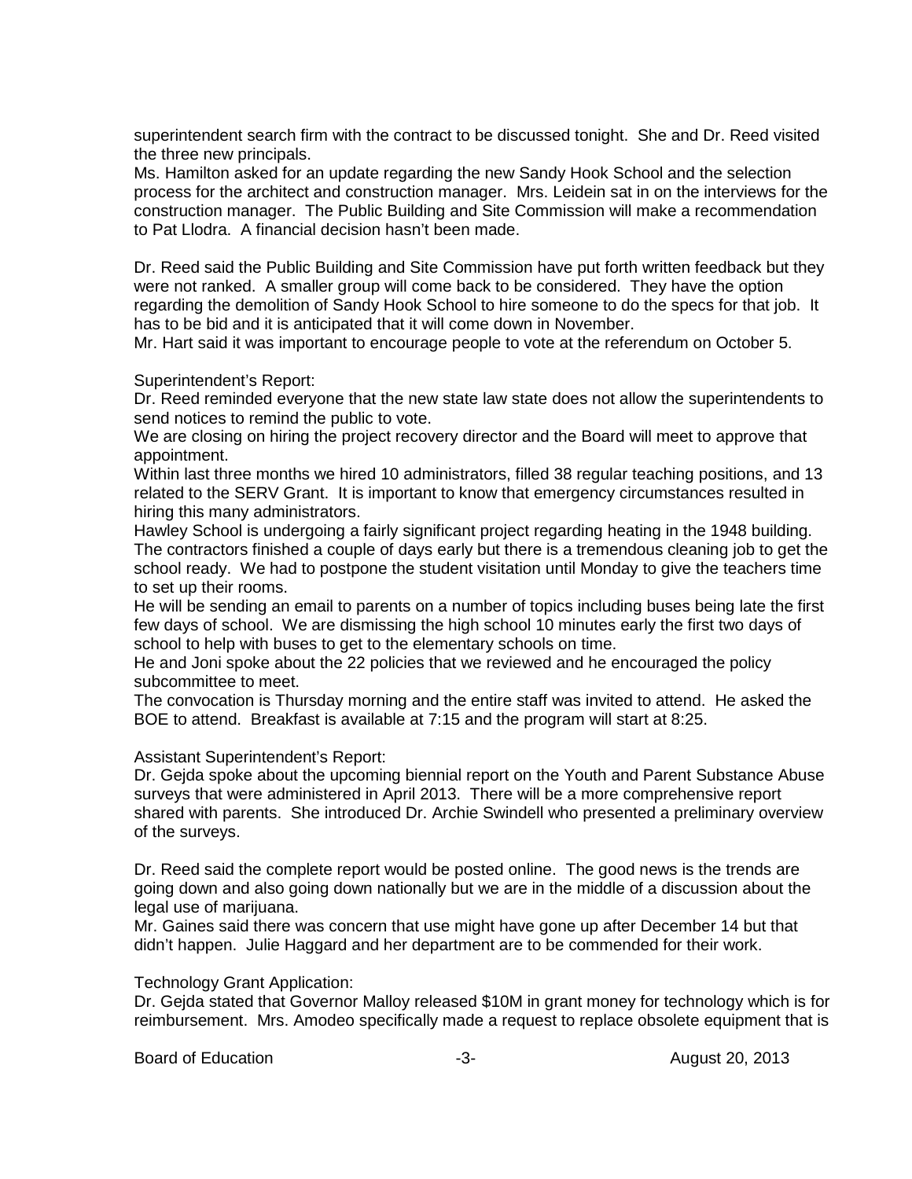superintendent search firm with the contract to be discussed tonight. She and Dr. Reed visited the three new principals.

Ms. Hamilton asked for an update regarding the new Sandy Hook School and the selection process for the architect and construction manager. Mrs. Leidein sat in on the interviews for the construction manager. The Public Building and Site Commission will make a recommendation to Pat Llodra. A financial decision hasn't been made.

Dr. Reed said the Public Building and Site Commission have put forth written feedback but they were not ranked. A smaller group will come back to be considered. They have the option regarding the demolition of Sandy Hook School to hire someone to do the specs for that job. It has to be bid and it is anticipated that it will come down in November.

Mr. Hart said it was important to encourage people to vote at the referendum on October 5.

Superintendent's Report:

Dr. Reed reminded everyone that the new state law state does not allow the superintendents to send notices to remind the public to vote.

We are closing on hiring the project recovery director and the Board will meet to approve that appointment.

Within last three months we hired 10 administrators, filled 38 regular teaching positions, and 13 related to the SERV Grant. It is important to know that emergency circumstances resulted in hiring this many administrators.

Hawley School is undergoing a fairly significant project regarding heating in the 1948 building. The contractors finished a couple of days early but there is a tremendous cleaning job to get the school ready. We had to postpone the student visitation until Monday to give the teachers time to set up their rooms.

He will be sending an email to parents on a number of topics including buses being late the first few days of school. We are dismissing the high school 10 minutes early the first two days of school to help with buses to get to the elementary schools on time.

He and Joni spoke about the 22 policies that we reviewed and he encouraged the policy subcommittee to meet.

The convocation is Thursday morning and the entire staff was invited to attend. He asked the BOE to attend. Breakfast is available at 7:15 and the program will start at 8:25.

Assistant Superintendent's Report:

Dr. Gejda spoke about the upcoming biennial report on the Youth and Parent Substance Abuse surveys that were administered in April 2013. There will be a more comprehensive report shared with parents. She introduced Dr. Archie Swindell who presented a preliminary overview of the surveys.

Dr. Reed said the complete report would be posted online. The good news is the trends are going down and also going down nationally but we are in the middle of a discussion about the legal use of marijuana.

Mr. Gaines said there was concern that use might have gone up after December 14 but that didn't happen. Julie Haggard and her department are to be commended for their work.

Technology Grant Application:

Dr. Gejda stated that Governor Malloy released $10M in grant money for technology which is for reimbursement. Mrs. Amodeo specifically made a request to replace obsolete equipment that is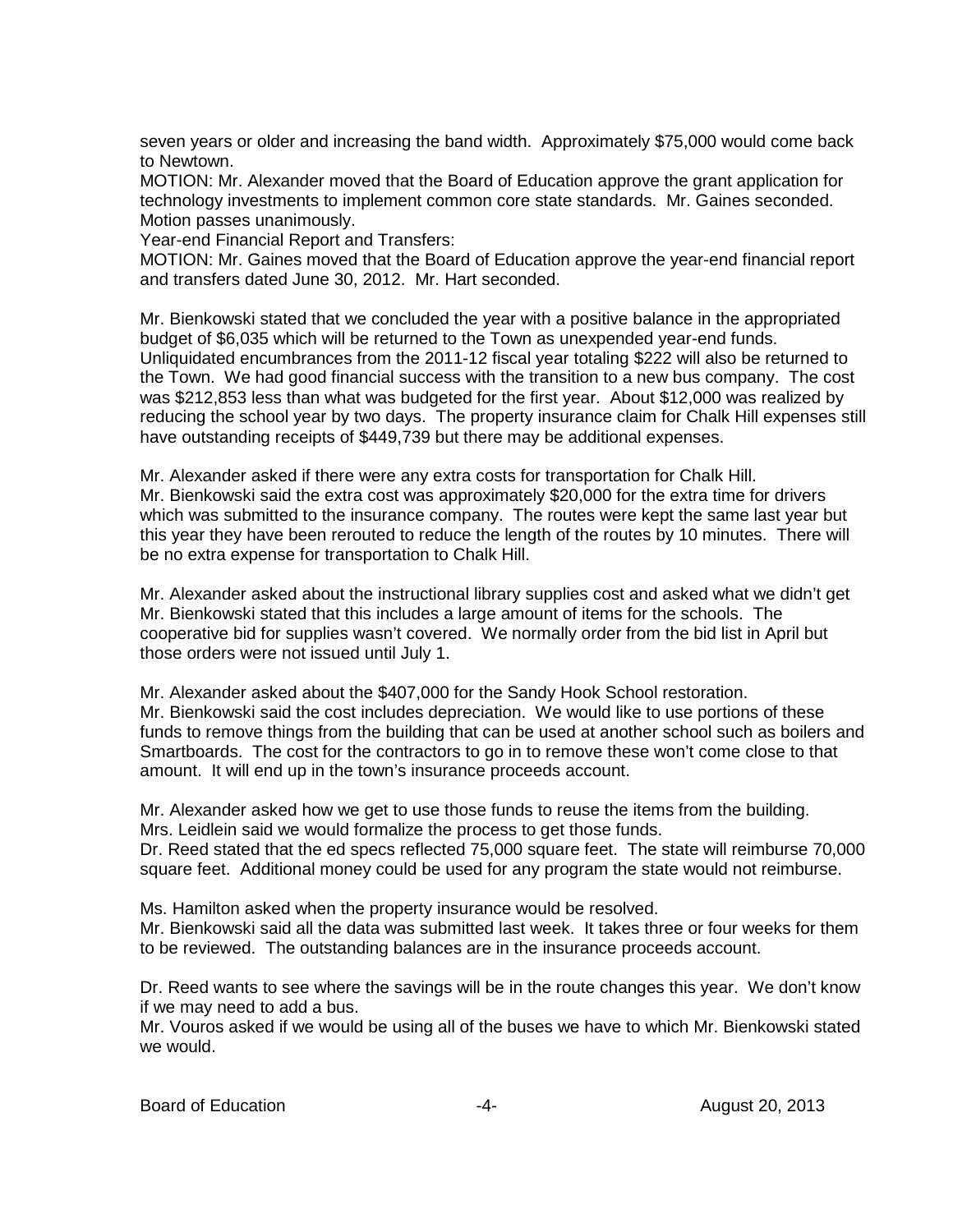seven years or older and increasing the band width. Approximately $75,000 would come back to Newtown.

MOTION: Mr. Alexander moved that the Board of Education approve the grant application for technology investments to implement common core state standards. Mr. Gaines seconded. Motion passes unanimously.

Year-end Financial Report and Transfers:

MOTION: Mr. Gaines moved that the Board of Education approve the year-end financial report and transfers dated June 30, 2012. Mr. Hart seconded.

Mr. Bienkowski stated that we concluded the year with a positive balance in the appropriated budget of $6,035 which will be returned to the Town as unexpended year-end funds. Unliquidated encumbrances from the 2011-12 fiscal year totaling $222 will also be returned to the Town. We had good financial success with the transition to a new bus company. The cost was $212,853 less than what was budgeted for the first year. About $12,000 was realized by reducing the school year by two days. The property insurance claim for Chalk Hill expenses still have outstanding receipts of $449,739 but there may be additional expenses.

Mr. Alexander asked if there were any extra costs for transportation for Chalk Hill.
Mr. Bienkowski said the extra cost was approximately $20,000 for the extra time for drivers which was submitted to the insurance company. The routes were kept the same last year but this year they have been rerouted to reduce the length of the routes by 10 minutes. There will be no extra expense for transportation to Chalk Hill.

Mr. Alexander asked about the instructional library supplies cost and asked what we didn't get
Mr. Bienkowski stated that this includes a large amount of items for the schools. The cooperative bid for supplies wasn't covered. We normally order from the bid list in April but those orders were not issued until July 1.

Mr. Alexander asked about the $407,000 for the Sandy Hook School restoration.
Mr. Bienkowski said the cost includes depreciation. We would like to use portions of these funds to remove things from the building that can be used at another school such as boilers and Smartboards. The cost for the contractors to go in to remove these won't come close to that amount. It will end up in the town's insurance proceeds account.

Mr. Alexander asked how we get to use those funds to reuse the items from the building.
Mrs. Leidlein said we would formalize the process to get those funds.
Dr. Reed stated that the ed specs reflected 75,000 square feet. The state will reimburse 70,000 square feet. Additional money could be used for any program the state would not reimburse.

Ms. Hamilton asked when the property insurance would be resolved.
Mr. Bienkowski said all the data was submitted last week. It takes three or four weeks for them to be reviewed. The outstanding balances are in the insurance proceeds account.

Dr. Reed wants to see where the savings will be in the route changes this year. We don't know if we may need to add a bus.
Mr. Vouros asked if we would be using all of the buses we have to which Mr. Bienkowski stated we would.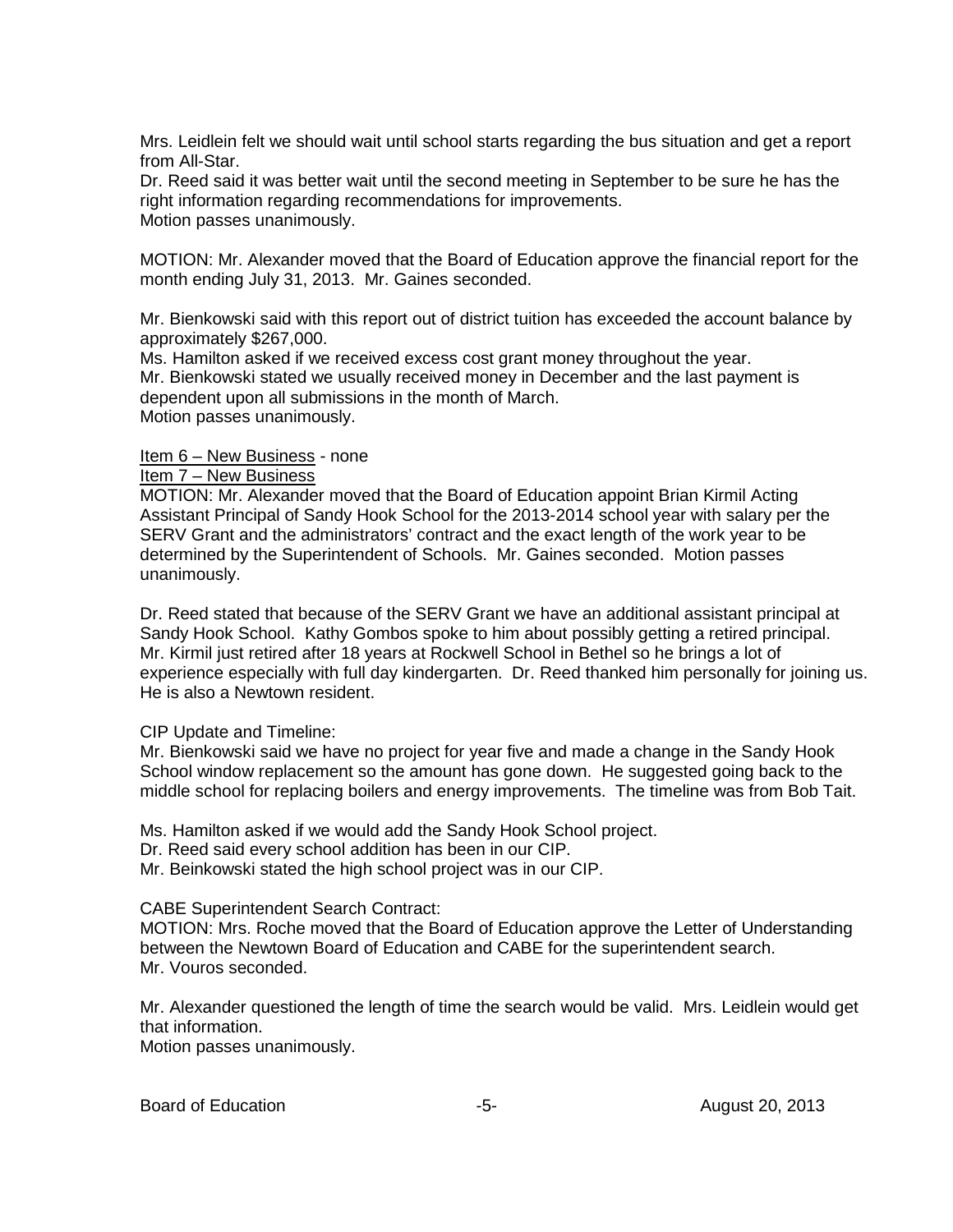Mrs. Leidlein felt we should wait until school starts regarding the bus situation and get a report from All-Star.
Dr. Reed said it was better wait until the second meeting in September to be sure he has the right information regarding recommendations for improvements.
Motion passes unanimously.

MOTION: Mr. Alexander moved that the Board of Education approve the financial report for the month ending July 31, 2013. Mr. Gaines seconded.

Mr. Bienkowski said with this report out of district tuition has exceeded the account balance by approximately $267,000.
Ms. Hamilton asked if we received excess cost grant money throughout the year.
Mr. Bienkowski stated we usually received money in December and the last payment is dependent upon all submissions in the month of March.
Motion passes unanimously.

Item 6 – New Business - none
Item 7 – New Business
MOTION: Mr. Alexander moved that the Board of Education appoint Brian Kirmil Acting Assistant Principal of Sandy Hook School for the 2013-2014 school year with salary per the SERV Grant and the administrators' contract and the exact length of the work year to be determined by the Superintendent of Schools. Mr. Gaines seconded. Motion passes unanimously.

Dr. Reed stated that because of the SERV Grant we have an additional assistant principal at Sandy Hook School. Kathy Gombos spoke to him about possibly getting a retired principal. Mr. Kirmil just retired after 18 years at Rockwell School in Bethel so he brings a lot of experience especially with full day kindergarten. Dr. Reed thanked him personally for joining us. He is also a Newtown resident.

CIP Update and Timeline:
Mr. Bienkowski said we have no project for year five and made a change in the Sandy Hook School window replacement so the amount has gone down. He suggested going back to the middle school for replacing boilers and energy improvements. The timeline was from Bob Tait.

Ms. Hamilton asked if we would add the Sandy Hook School project.
Dr. Reed said every school addition has been in our CIP.
Mr. Beinkowski stated the high school project was in our CIP.

CABE Superintendent Search Contract:
MOTION: Mrs. Roche moved that the Board of Education approve the Letter of Understanding between the Newtown Board of Education and CABE for the superintendent search.
Mr. Vouros seconded.

Mr. Alexander questioned the length of time the search would be valid. Mrs. Leidlein would get that information.
Motion passes unanimously.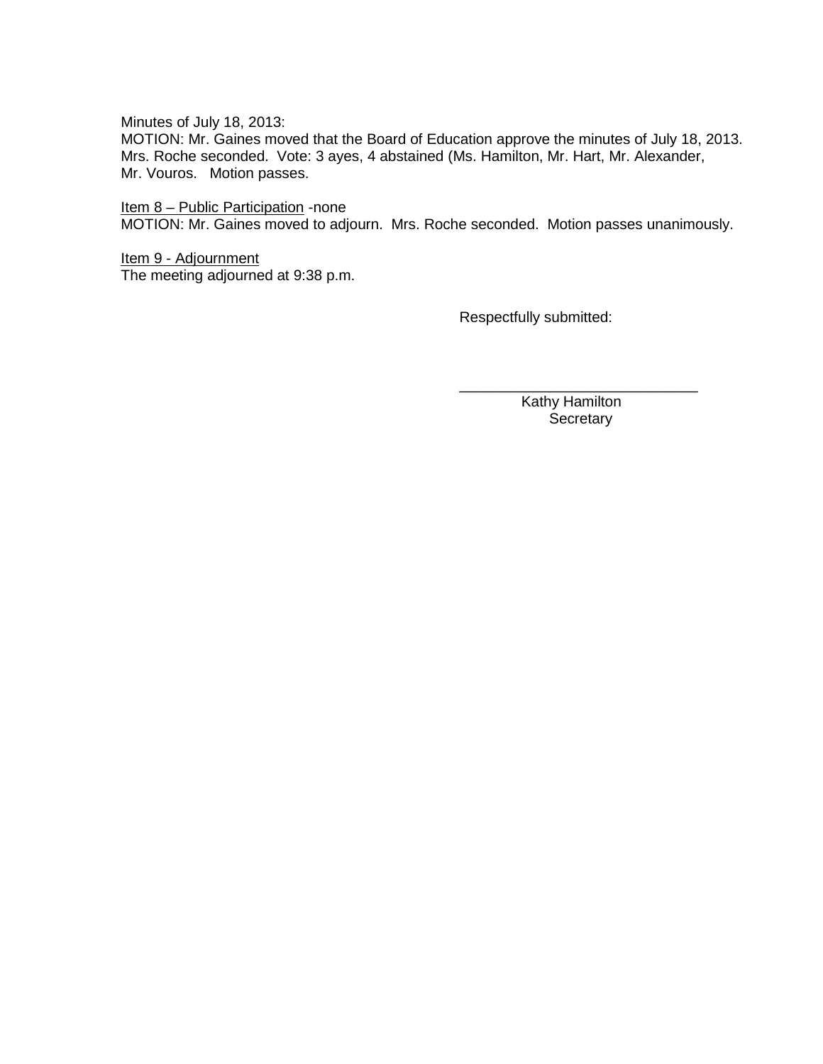Minutes of July 18, 2013:
MOTION: Mr. Gaines moved that the Board of Education approve the minutes of July 18, 2013. Mrs. Roche seconded. Vote: 3 ayes, 4 abstained (Ms. Hamilton, Mr. Hart, Mr. Alexander, Mr. Vouros. Motion passes.

Item 8 – Public Participation -none
MOTION: Mr. Gaines moved to adjourn. Mrs. Roche seconded. Motion passes unanimously.

Item 9 - Adjournment
The meeting adjourned at 9:38 p.m.

Respectfully submitted:

\_\_\_\_\_\_\_\_\_\_\_\_\_\_\_\_\_\_\_\_\_\_\_\_\_\_\_\_\_\_

Kathy Hamilton
Secretary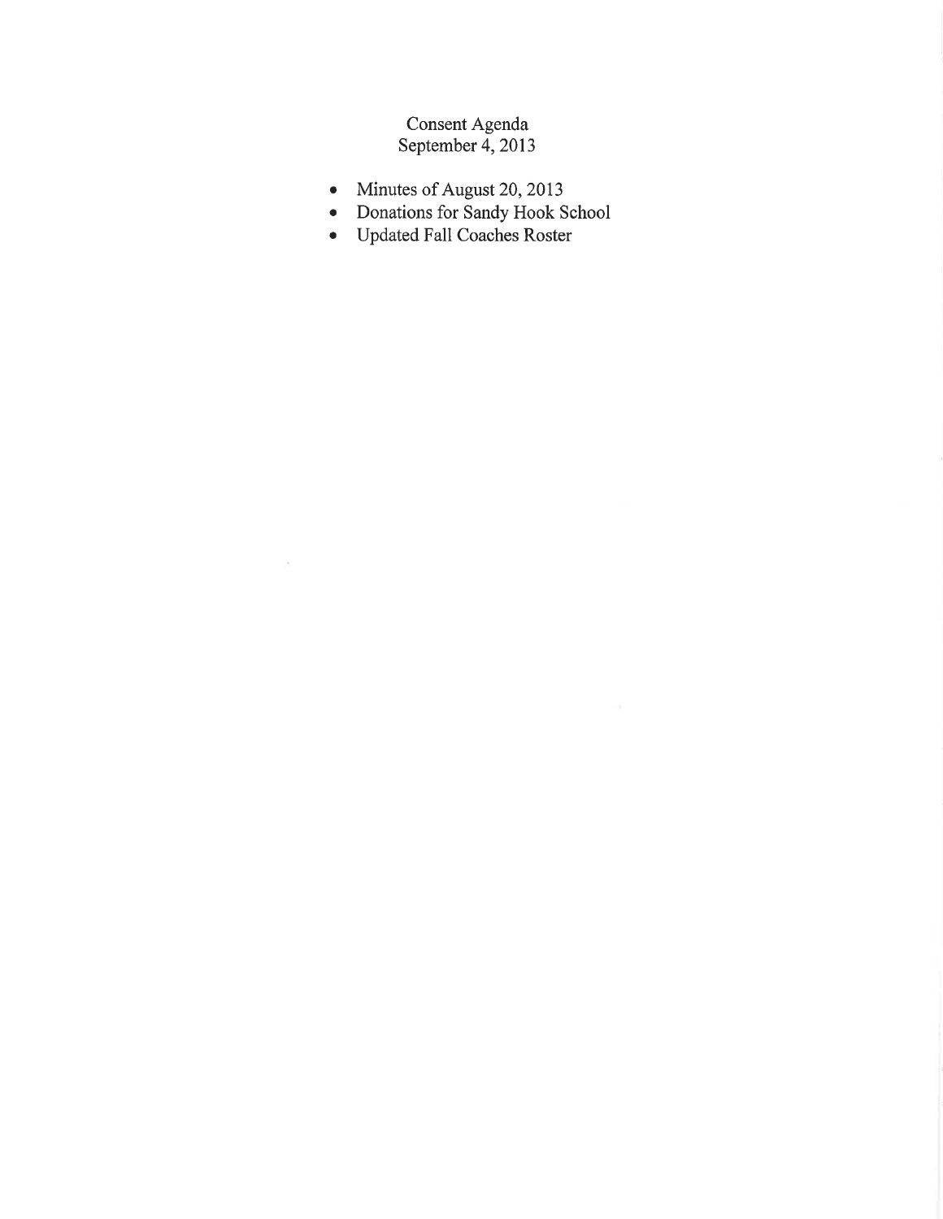# Consent Agenda
## September 4, 2013

- Minutes of August 20, 2013
- Donations for Sandy Hook School
- Updated Fall Coaches Roster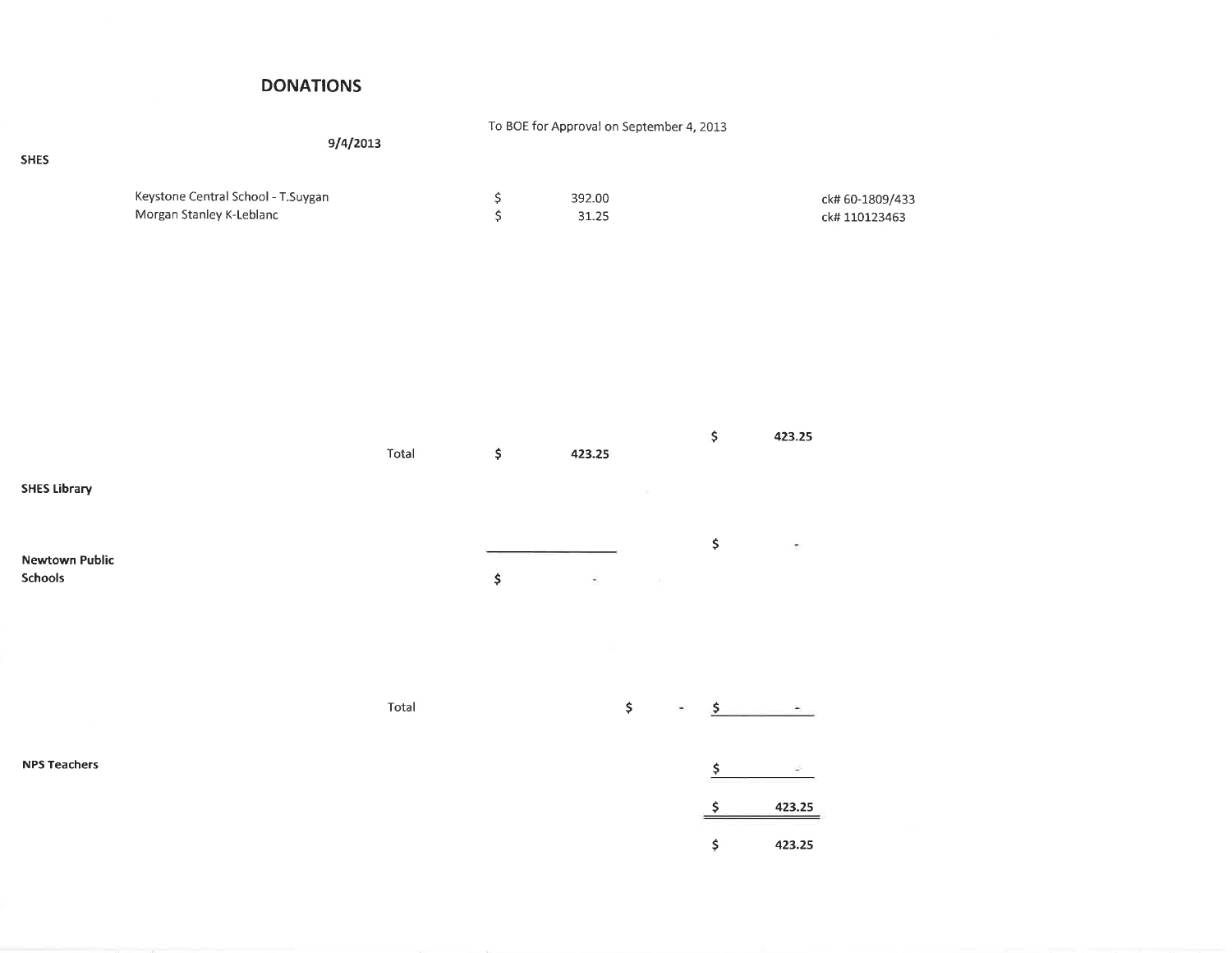# DONATIONS

9/4/2013

To BOE for Approval on September 4, 2013

**SHES**

| | | | |
|---|---|---|---|
| Keystone Central School - T.Suygan | $ 392.00 | | ck# 60-1809/433 |
| Morgan Stanley K-Leblanc | $ 31.25 | | ck# 110123463 |
| | | $ **423.25** | |
| **Total** | $ **423.25** | | |

**SHES Library**

| | | | |
|---|---|---|---|
| | | $ - | |

**Newtown Public Schools**

| | | | |
|---|---|---|---|
| | $ - | | |
| **Total** | $ - | $ - | |

**NPS Teachers**

| | |
|---|---|
| | $ - |
| | $ **423.25** |
| | $ **423.25** |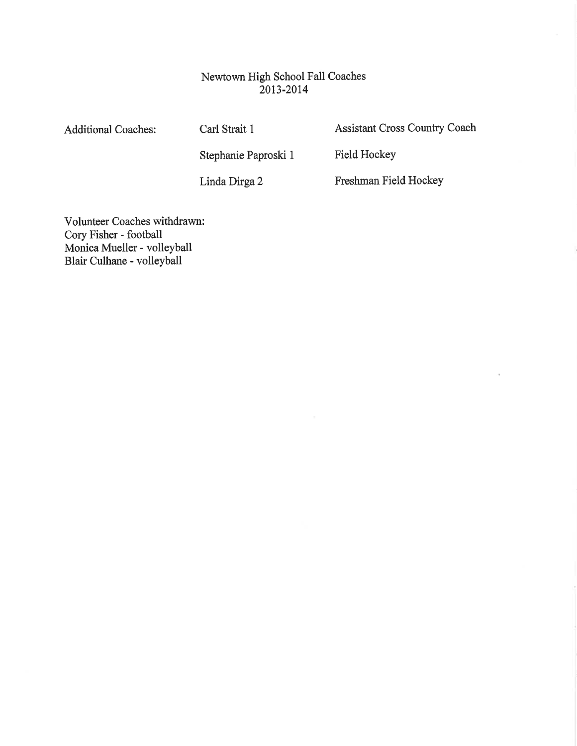# Newtown High School Fall Coaches
## 2013-2014

| Additional Coaches: | Carl Strait 1 | Assistant Cross Country Coach |
| --- | --- | --- |
| | Stephanie Paproski 1 | Field Hockey |
| | Linda Dirga 2 | Freshman Field Hockey |

Volunteer Coaches withdrawn:
Cory Fisher - football
Monica Mueller - volleyball
Blair Culhane - volleyball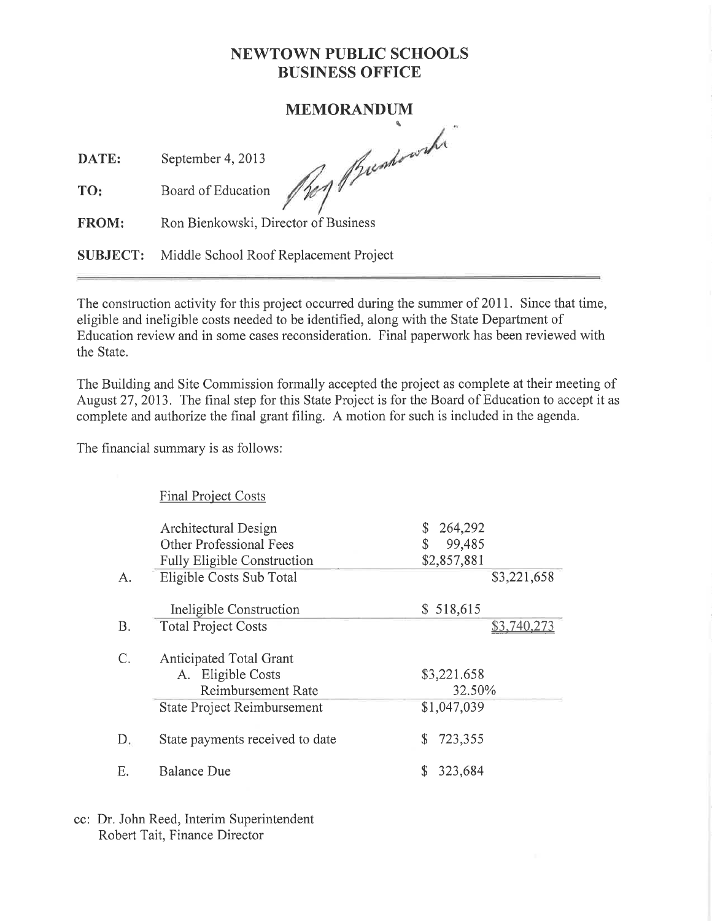# NEWTOWN PUBLIC SCHOOLS
# BUSINESS OFFICE

## MEMORANDUM

**DATE:** September 4, 2013

**TO:** Board of Education

**FROM:** Ron Bienkowski, Director of Business

**SUBJECT:** Middle School Roof Replacement Project

---

The construction activity for this project occurred during the summer of 2011. Since that time, eligible and ineligible costs needed to be identified, along with the State Department of Education review and in some cases reconsideration. Final paperwork has been reviewed with the State.

The Building and Site Commission formally accepted the project as complete at their meeting of August 27, 2013. The final step for this State Project is for the Board of Education to accept it as complete and authorize the final grant filing. A motion for such is included in the agenda.

The financial summary is as follows:

| | Final Project Costs | | |
|---|---|---|---|
| | Architectural Design | $ 264,292 | |
| | Other Professional Fees | $ 99,485 | |
| | Fully Eligible Construction | $2,857,881 | |
| A. | Eligible Costs Sub Total | | $3,221,658 |
| | Ineligible Construction | $ 518,615 | |
| B. | Total Project Costs | | $3,740,273 |
| C. | Anticipated Total Grant | | |
| | A. Eligible Costs | $3,221.658 | |
| | Reimbursement Rate | 32.50% | |
| | State Project Reimbursement | $1,047,039 | |
| D. | State payments received to date | $ 723,355 | |
| E. | Balance Due | $ 323,684 | |

cc: Dr. John Reed, Interim Superintendent
Robert Tait, Finance Director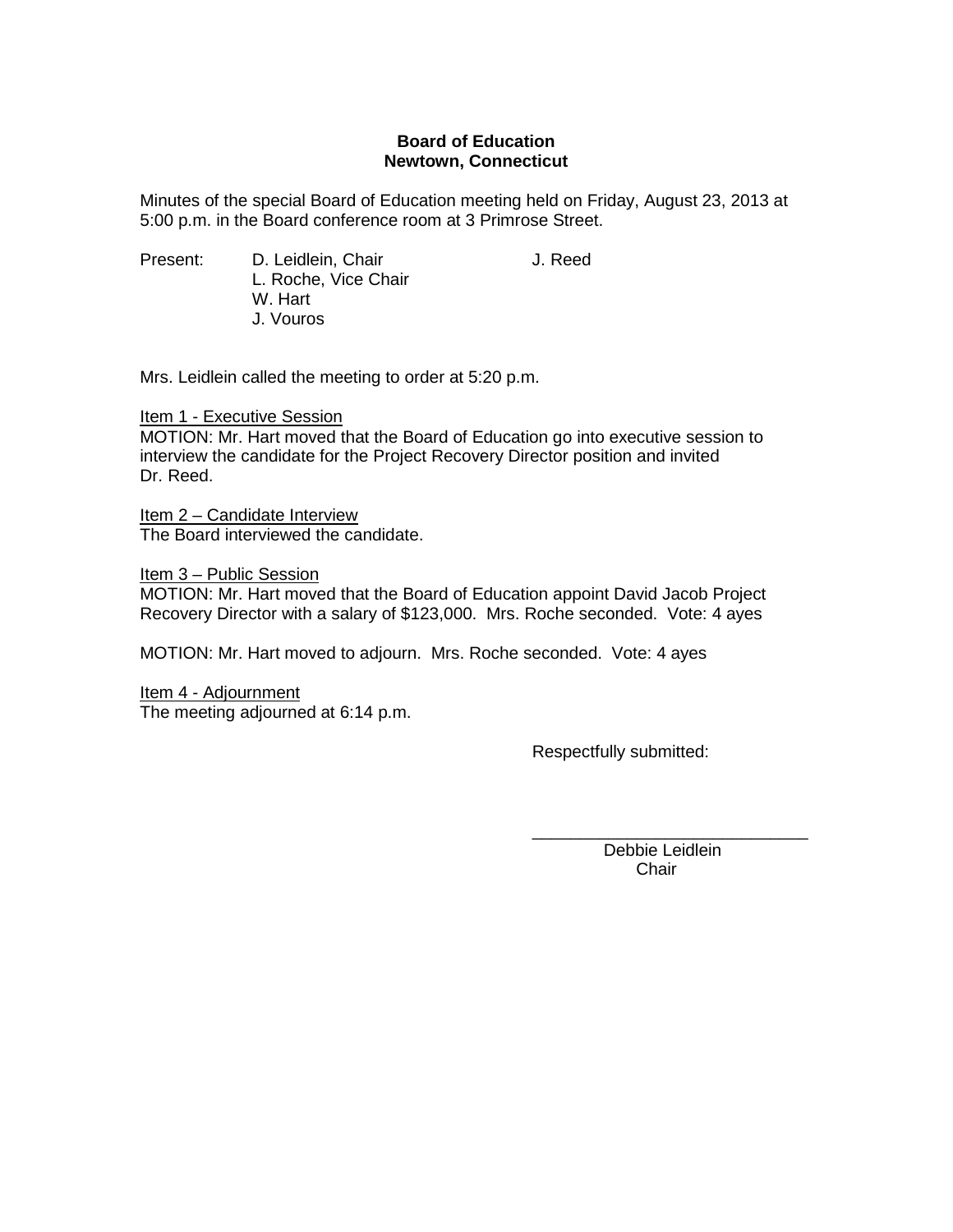**Board of Education**
**Newtown, Connecticut**

Minutes of the special Board of Education meeting held on Friday, August 23, 2013 at 5:00 p.m. in the Board conference room at 3 Primrose Street.

| Present: | D. Leidlein, Chair | J. Reed |
|---|---|---|
| | L. Roche, Vice Chair | |
| | W. Hart | |
| | J. Vouros | |

Mrs. Leidlein called the meeting to order at 5:20 p.m.

Item 1 - Executive Session

MOTION: Mr. Hart moved that the Board of Education go into executive session to interview the candidate for the Project Recovery Director position and invited Dr. Reed.

Item 2 – Candidate Interview

The Board interviewed the candidate.

Item 3 – Public Session

MOTION: Mr. Hart moved that the Board of Education appoint David Jacob Project Recovery Director with a salary of $123,000. Mrs. Roche seconded. Vote: 4 ayes

MOTION: Mr. Hart moved to adjourn. Mrs. Roche seconded. Vote: 4 ayes

Item 4 - Adjournment

The meeting adjourned at 6:14 p.m.

Respectfully submitted:

\_\_\_\_\_\_\_\_\_\_\_\_\_\_\_\_\_\_\_\_\_\_\_\_\_\_\_\_\_\_

Debbie Leidlein
Chair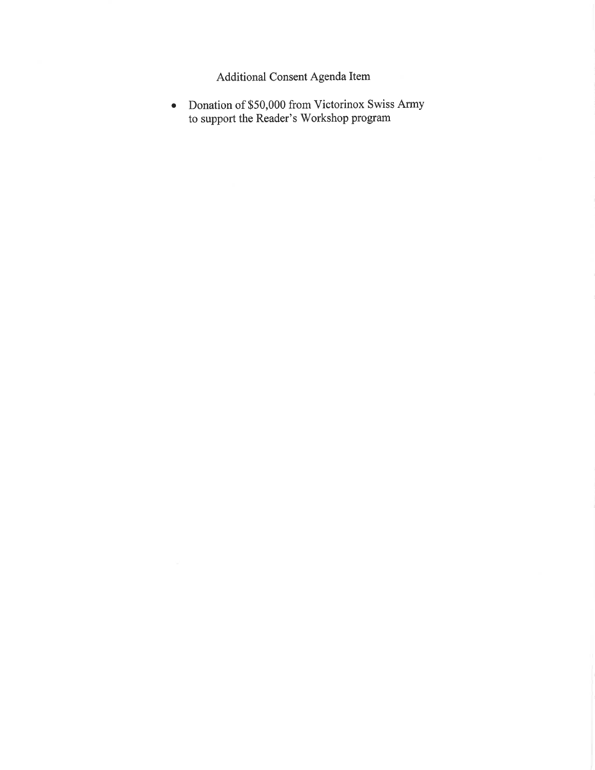Additional Consent Agenda Item

- Donation of $50,000 from Victorinox Swiss Army to support the Reader's Workshop program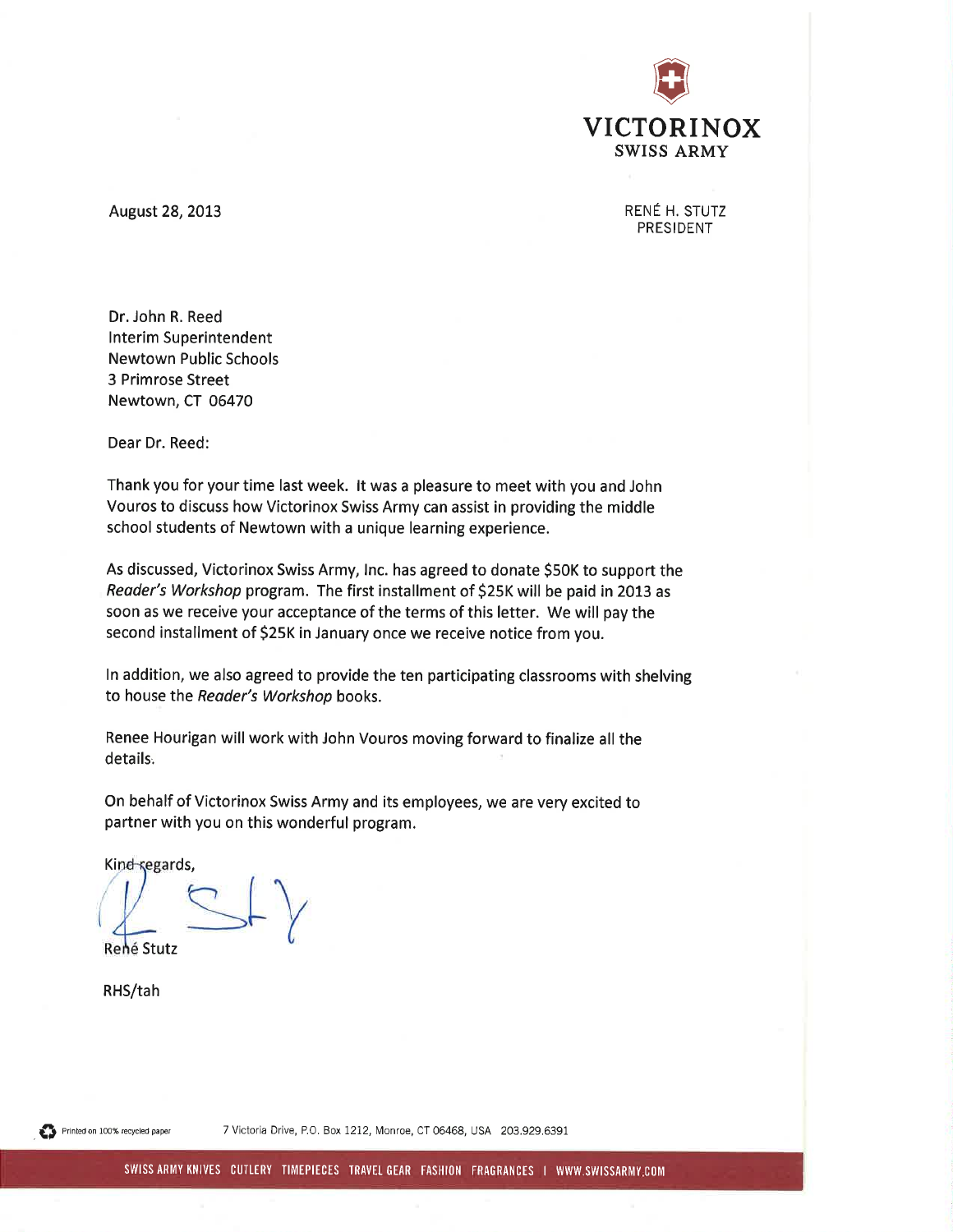**VICTORINOX**
SWISS ARMY

August 28, 2013

RENÉ H. STUTZ
PRESIDENT

Dr. John R. Reed
Interim Superintendent
Newtown Public Schools
3 Primrose Street
Newtown, CT 06470

Dear Dr. Reed:

Thank you for your time last week. It was a pleasure to meet with you and John Vouros to discuss how Victorinox Swiss Army can assist in providing the middle school students of Newtown with a unique learning experience.

As discussed, Victorinox Swiss Army, Inc. has agreed to donate $50K to support the *Reader's Workshop* program. The first installment of $25K will be paid in 2013 as soon as we receive your acceptance of the terms of this letter. We will pay the second installment of $25K in January once we receive notice from you.

In addition, we also agreed to provide the ten participating classrooms with shelving to house the *Reader's Workshop* books.

Renee Hourigan will work with John Vouros moving forward to finalize all the details.

On behalf of Victorinox Swiss Army and its employees, we are very excited to partner with you on this wonderful program.

Kind regards,

René Stutz

RHS/tah

Printed on 100% recycled paper

7 Victoria Drive, P.O. Box 1212, Monroe, CT 06468, USA 203.929.6391

SWISS ARMY KNIVES CUTLERY TIMEPIECES TRAVEL GEAR FASHION FRAGRANCES | WWW.SWISSARMY.COM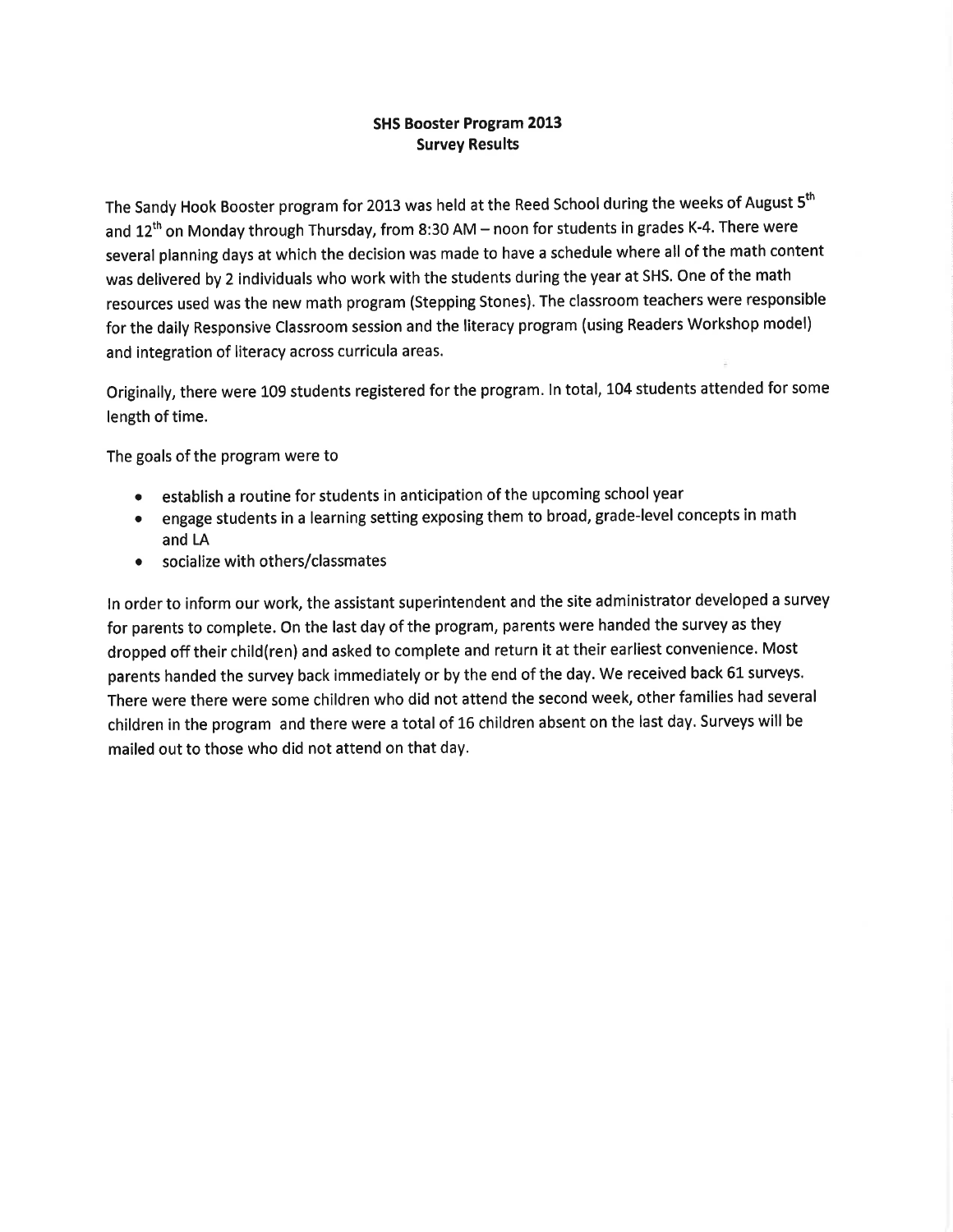**SHS Booster Program 2013**
**Survey Results**

The Sandy Hook Booster program for 2013 was held at the Reed School during the weeks of August 5th and 12th on Monday through Thursday, from 8:30 AM – noon for students in grades K-4. There were several planning days at which the decision was made to have a schedule where all of the math content was delivered by 2 individuals who work with the students during the year at SHS. One of the math resources used was the new math program (Stepping Stones). The classroom teachers were responsible for the daily Responsive Classroom session and the literacy program (using Readers Workshop model) and integration of literacy across curricula areas.

Originally, there were 109 students registered for the program. In total, 104 students attended for some length of time.

The goals of the program were to

- establish a routine for students in anticipation of the upcoming school year
- engage students in a learning setting exposing them to broad, grade-level concepts in math and LA
- socialize with others/classmates

In order to inform our work, the assistant superintendent and the site administrator developed a survey for parents to complete. On the last day of the program, parents were handed the survey as they dropped off their child(ren) and asked to complete and return it at their earliest convenience. Most parents handed the survey back immediately or by the end of the day. We received back 61 surveys. There were there were some children who did not attend the second week, other families had several children in the program and there were a total of 16 children absent on the last day. Surveys will be mailed out to those who did not attend on that day.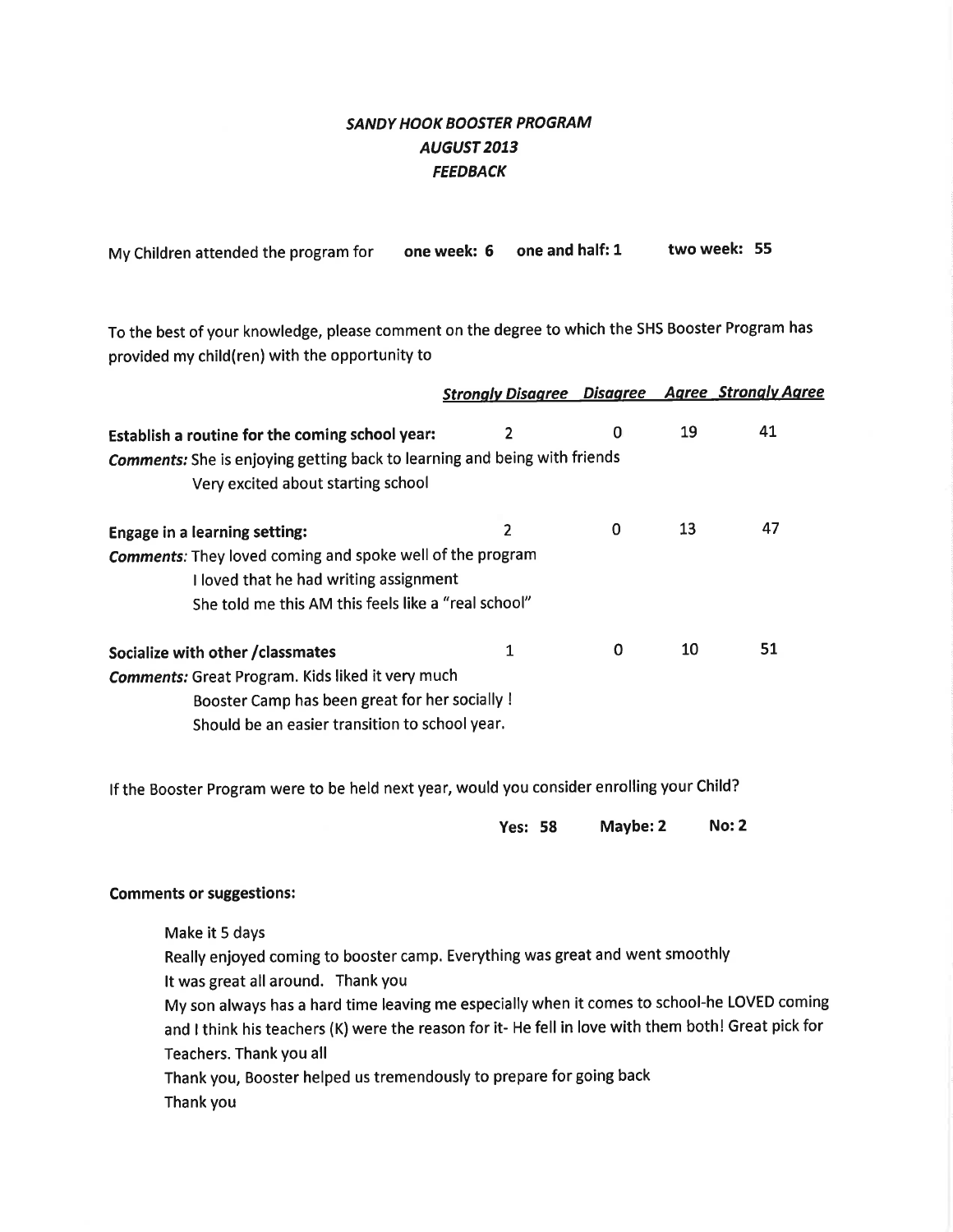# *SANDY HOOK BOOSTER PROGRAM*
# *AUGUST 2013*
# *FEEDBACK*

My Children attended the program for **one week: 6** **one and half: 1** **two week: 55**

To the best of your knowledge, please comment on the degree to which the SHS Booster Program has provided my child(ren) with the opportunity to

| | ***Strongly Disagree*** | ***Disagree*** | ***Agree*** | ***Strongly Agree*** |
|---|---|---|---|---|
| **Establish a routine for the coming school year:** | 2 | 0 | 19 | 41 |

***Comments:*** She is enjoying getting back to learning and being with friends
Very excited about starting school

| | ***Strongly Disagree*** | ***Disagree*** | ***Agree*** | ***Strongly Agree*** |
|---|---|---|---|---|
| **Engage in a learning setting:** | 2 | 0 | 13 | 47 |

***Comments:*** They loved coming and spoke well of the program
I loved that he had writing assignment
She told me this AM this feels like a "real school"

| | ***Strongly Disagree*** | ***Disagree*** | ***Agree*** | ***Strongly Agree*** |
|---|---|---|---|---|
| **Socialize with other /classmates** | 1 | 0 | 10 | 51 |

***Comments:*** Great Program. Kids liked it very much
Booster Camp has been great for her socially !
Should be an easier transition to school year.

If the Booster Program were to be held next year, would you consider enrolling your Child?

**Yes: 58** **Maybe: 2** **No: 2**

**Comments or suggestions:**

Make it 5 days
Really enjoyed coming to booster camp. Everything was great and went smoothly
It was great all around. Thank you
My son always has a hard time leaving me especially when it comes to school-he LOVED coming and I think his teachers (K) were the reason for it- He fell in love with them both! Great pick for Teachers. Thank you all
Thank you, Booster helped us tremendously to prepare for going back
Thank you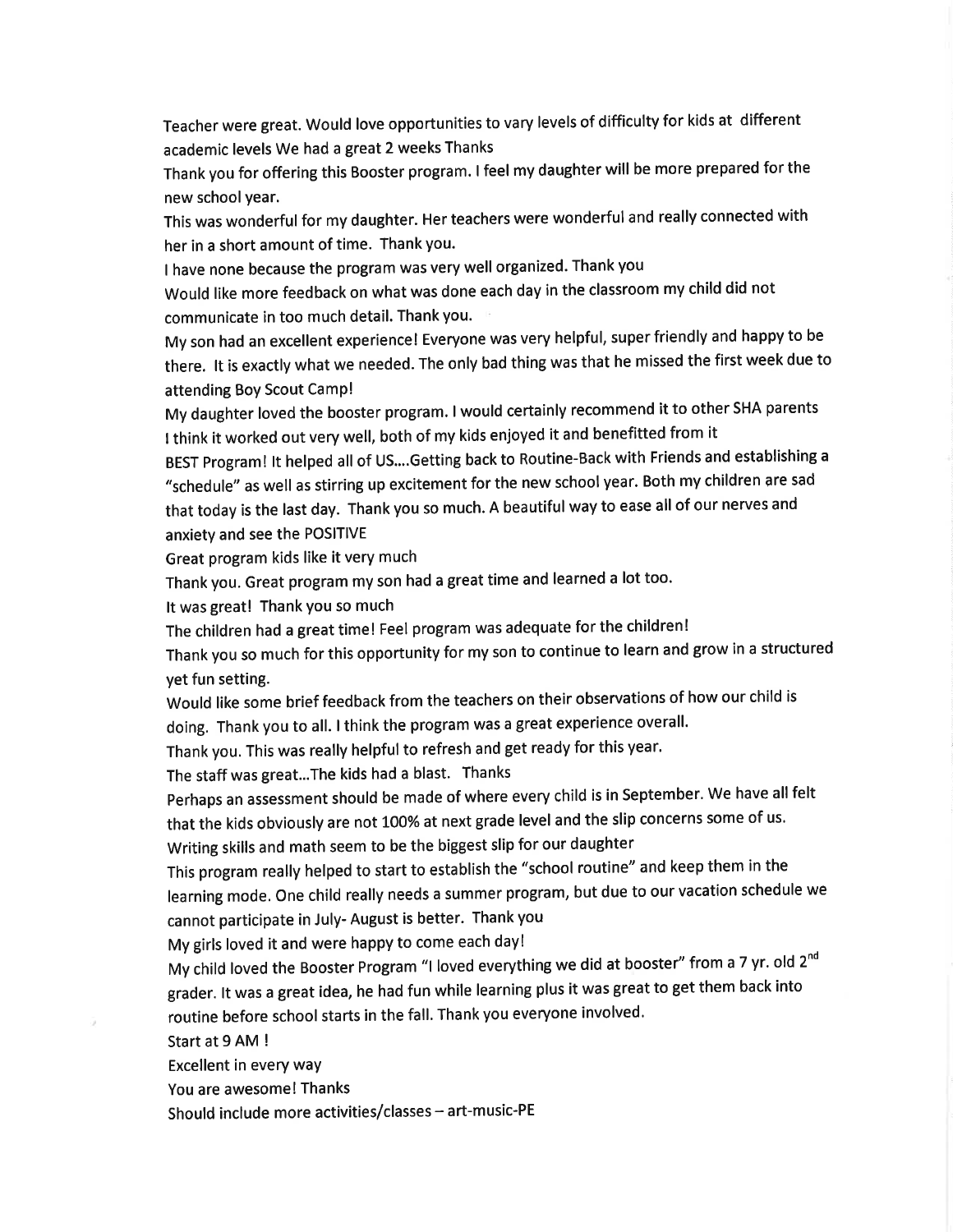Teacher were great. Would love opportunities to vary levels of difficulty for kids at different academic levels We had a great 2 weeks Thanks

Thank you for offering this Booster program. I feel my daughter will be more prepared for the new school year.

This was wonderful for my daughter. Her teachers were wonderful and really connected with her in a short amount of time. Thank you.

I have none because the program was very well organized. Thank you

Would like more feedback on what was done each day in the classroom my child did not communicate in too much detail. Thank you.

My son had an excellent experience! Everyone was very helpful, super friendly and happy to be there. It is exactly what we needed. The only bad thing was that he missed the first week due to attending Boy Scout Camp!

My daughter loved the booster program. I would certainly recommend it to other SHA parents

I think it worked out very well, both of my kids enjoyed it and benefitted from it

BEST Program! It helped all of US....Getting back to Routine-Back with Friends and establishing a "schedule" as well as stirring up excitement for the new school year. Both my children are sad that today is the last day. Thank you so much. A beautiful way to ease all of our nerves and anxiety and see the POSITIVE

Great program kids like it very much

Thank you. Great program my son had a great time and learned a lot too.

It was great! Thank you so much

The children had a great time! Feel program was adequate for the children!

Thank you so much for this opportunity for my son to continue to learn and grow in a structured yet fun setting.

Would like some brief feedback from the teachers on their observations of how our child is doing. Thank you to all. I think the program was a great experience overall.

Thank you. This was really helpful to refresh and get ready for this year.

The staff was great...The kids had a blast. Thanks

Perhaps an assessment should be made of where every child is in September. We have all felt that the kids obviously are not 100% at next grade level and the slip concerns some of us. Writing skills and math seem to be the biggest slip for our daughter

This program really helped to start to establish the "school routine" and keep them in the learning mode. One child really needs a summer program, but due to our vacation schedule we cannot participate in July- August is better. Thank you

My girls loved it and were happy to come each day!

My child loved the Booster Program "I loved everything we did at booster" from a 7 yr. old 2nd grader. It was a great idea, he had fun while learning plus it was great to get them back into routine before school starts in the fall. Thank you everyone involved.

Start at 9 AM !

Excellent in every way

You are awesome! Thanks

Should include more activities/classes – art-music-PE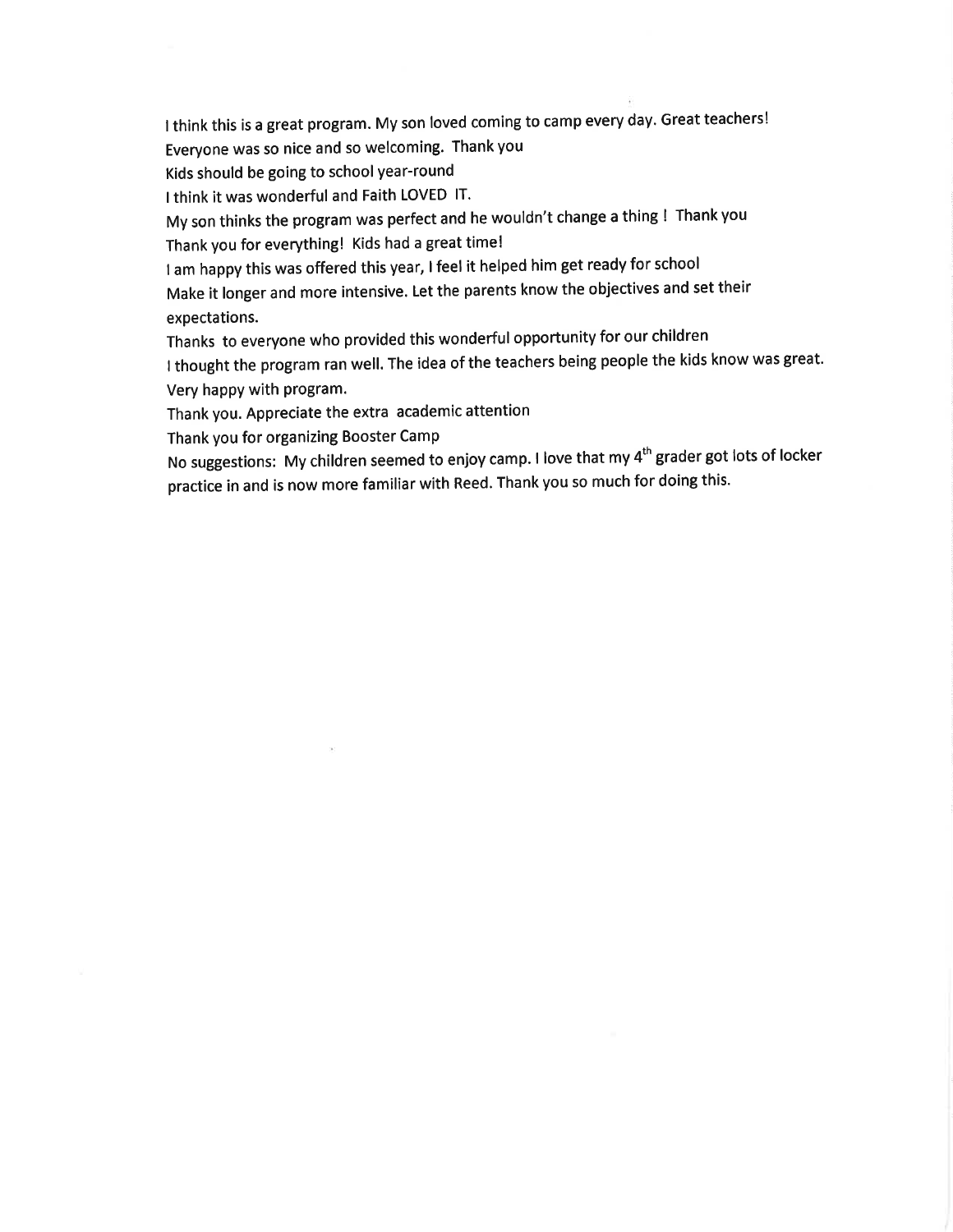I think this is a great program. My son loved coming to camp every day. Great teachers!

Everyone was so nice and so welcoming. Thank you

Kids should be going to school year-round

I think it was wonderful and Faith LOVED IT.

My son thinks the program was perfect and he wouldn't change a thing ! Thank you

Thank you for everything! Kids had a great time!

I am happy this was offered this year, I feel it helped him get ready for school

Make it longer and more intensive. Let the parents know the objectives and set their expectations.

Thanks to everyone who provided this wonderful opportunity for our children

I thought the program ran well. The idea of the teachers being people the kids know was great.

Very happy with program.

Thank you. Appreciate the extra academic attention

Thank you for organizing Booster Camp

No suggestions: My children seemed to enjoy camp. I love that my 4th grader got lots of locker practice in and is now more familiar with Reed. Thank you so much for doing this.